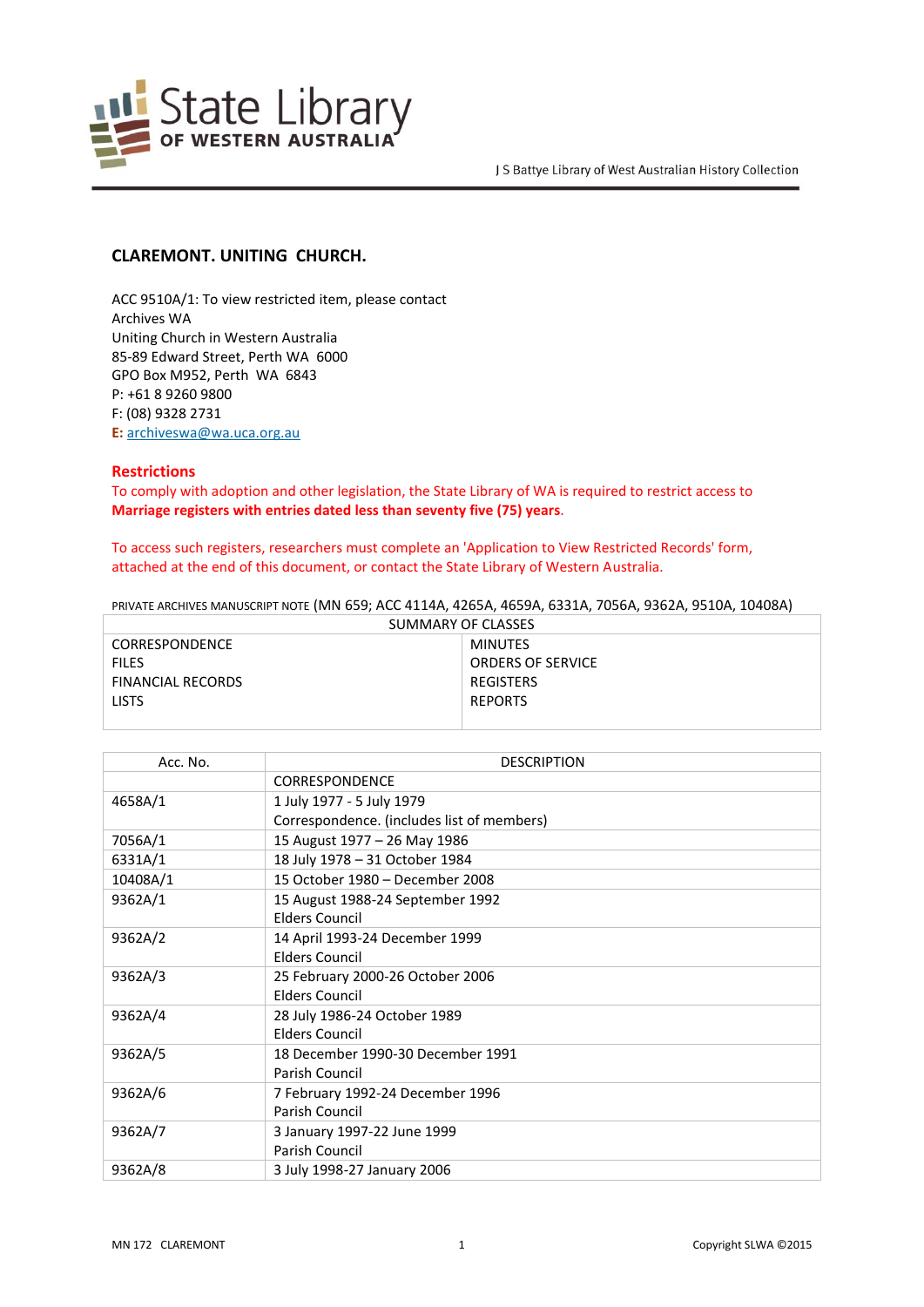## CLAREMONT. UNITING CHURCH.

ACC 9510A/1: To view restricted item, please contact
Archives WA
Uniting Church in Western Australia
85-89 Edward Street, Perth WA 6000
GPO Box M952, Perth WA 6843
P: +61 8 9260 9800
F: (08) 9328 2731
**E:** archiveswa@wa.uca.org.au

**Restrictions**

To comply with adoption and other legislation, the State Library of WA is required to restrict access to **Marriage registers with entries dated less than seventy five (75) years**.

To access such registers, researchers must complete an 'Application to View Restricted Records' form, attached at the end of this document, or contact the State Library of Western Australia.

PRIVATE ARCHIVES MANUSCRIPT NOTE (MN 659; ACC 4114A, 4265A, 4659A, 6331A, 7056A, 9362A, 9510A, 10408A)

| SUMMARY OF CLASSES | |
|---|---|
| CORRESPONDENCE | MINUTES |
| FILES | ORDERS OF SERVICE |
| FINANCIAL RECORDS | REGISTERS |
| LISTS | REPORTS |

| Acc. No. | DESCRIPTION |
|---|---|
| | CORRESPONDENCE |
| 4658A/1 | 1 July 1977 - 5 July 1979<br>Correspondence. (includes list of members) |
| 7056A/1 | 15 August 1977 – 26 May 1986 |
| 6331A/1 | 18 July 1978 – 31 October 1984 |
| 10408A/1 | 15 October 1980 – December 2008 |
| 9362A/1 | 15 August 1988-24 September 1992<br>Elders Council |
| 9362A/2 | 14 April 1993-24 December 1999<br>Elders Council |
| 9362A/3 | 25 February 2000-26 October 2006<br>Elders Council |
| 9362A/4 | 28 July 1986-24 October 1989<br>Elders Council |
| 9362A/5 | 18 December 1990-30 December 1991<br>Parish Council |
| 9362A/6 | 7 February 1992-24 December 1996<br>Parish Council |
| 9362A/7 | 3 January 1997-22 June 1999<br>Parish Council |
| 9362A/8 | 3 July 1998-27 January 2006 |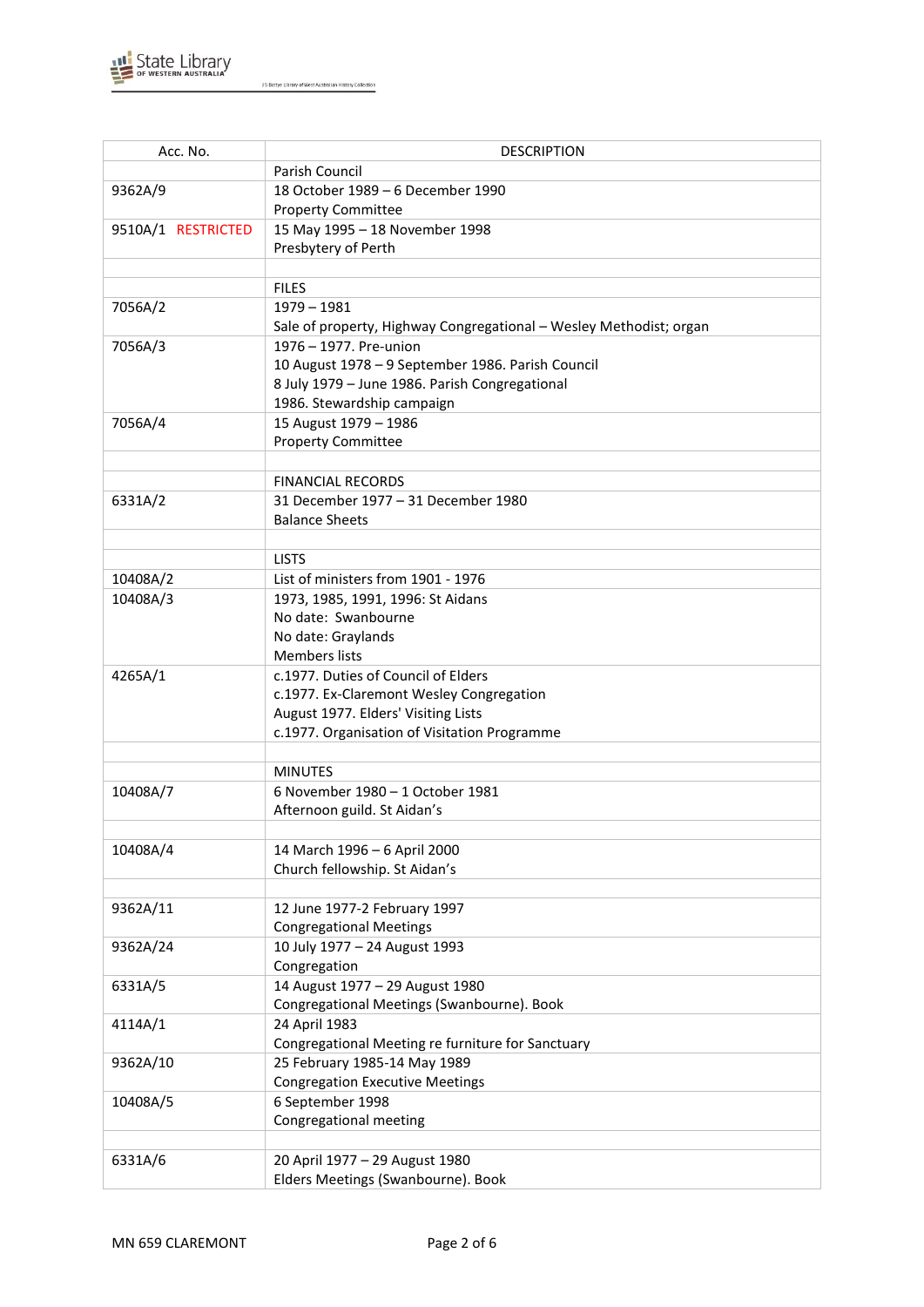| Acc. No. | DESCRIPTION |
|---|---|
| | Parish Council |
| 9362A/9 | 18 October 1989 – 6 December 1990<br>Property Committee |
| 9510A/1 RESTRICTED | 15 May 1995 – 18 November 1998<br>Presbytery of Perth |
| | |
| | FILES |
| 7056A/2 | 1979 – 1981<br>Sale of property, Highway Congregational – Wesley Methodist; organ |
| 7056A/3 | 1976 – 1977. Pre-union<br>10 August 1978 – 9 September 1986. Parish Council<br>8 July 1979 – June 1986. Parish Congregational<br>1986. Stewardship campaign |
| 7056A/4 | 15 August 1979 – 1986<br>Property Committee |
| | |
| | FINANCIAL RECORDS |
| 6331A/2 | 31 December 1977 – 31 December 1980<br>Balance Sheets |
| | |
| | LISTS |
| 10408A/2 | List of ministers from 1901 - 1976 |
| 10408A/3 | 1973, 1985, 1991, 1996: St Aidans<br>No date: Swanbourne<br>No date: Graylands<br>Members lists |
| 4265A/1 | c.1977. Duties of Council of Elders<br>c.1977. Ex-Claremont Wesley Congregation<br>August 1977. Elders' Visiting Lists<br>c.1977. Organisation of Visitation Programme |
| | |
| | MINUTES |
| 10408A/7 | 6 November 1980 – 1 October 1981<br>Afternoon guild. St Aidan's |
| | |
| 10408A/4 | 14 March 1996 – 6 April 2000<br>Church fellowship. St Aidan's |
| | |
| 9362A/11 | 12 June 1977-2 February 1997<br>Congregational Meetings |
| 9362A/24 | 10 July 1977 – 24 August 1993<br>Congregation |
| 6331A/5 | 14 August 1977 – 29 August 1980<br>Congregational Meetings (Swanbourne). Book |
| 4114A/1 | 24 April 1983<br>Congregational Meeting re furniture for Sanctuary |
| 9362A/10 | 25 February 1985-14 May 1989<br>Congregation Executive Meetings |
| 10408A/5 | 6 September 1998<br>Congregational meeting |
| | |
| 6331A/6 | 20 April 1977 – 29 August 1980<br>Elders Meetings (Swanbourne). Book |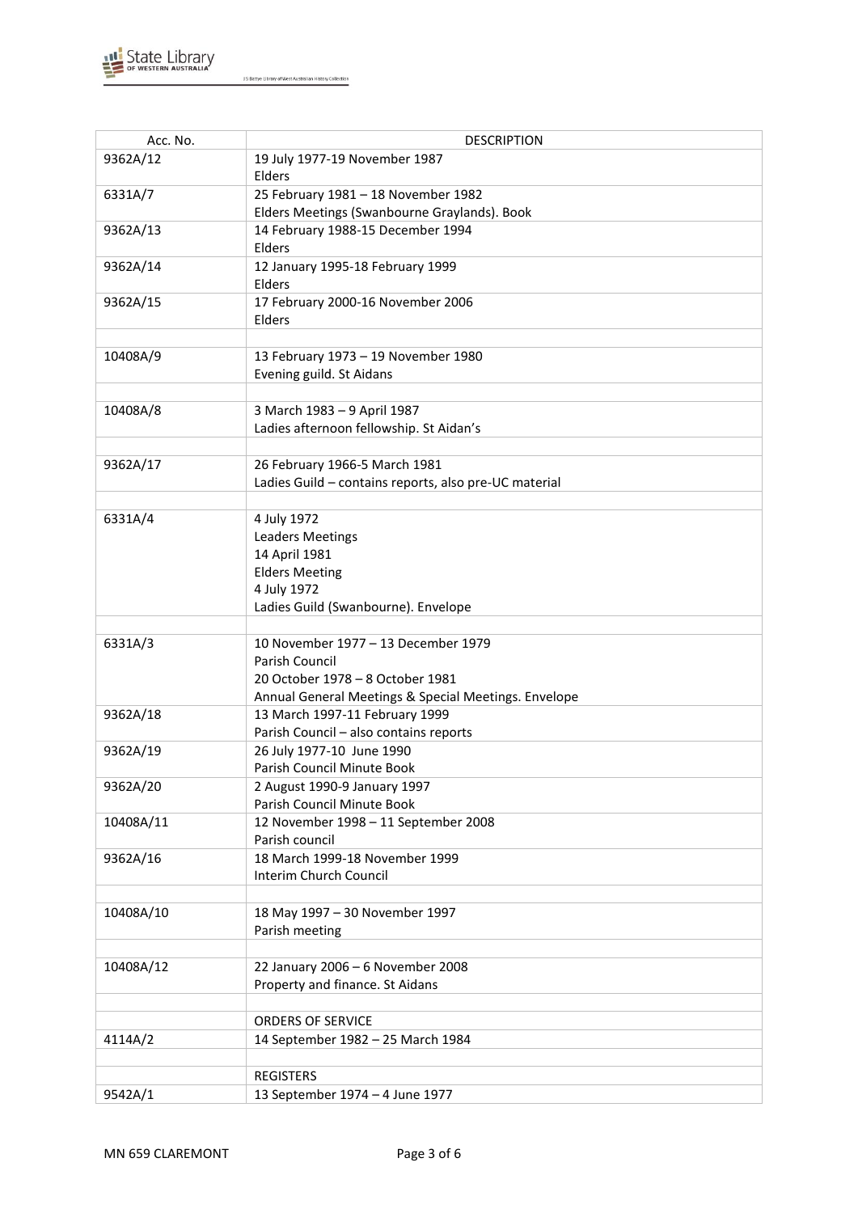| Acc. No. | DESCRIPTION |
| --- | --- |
| 9362A/12 | 19 July 1977-19 November 1987<br>Elders |
| 6331A/7 | 25 February 1981 – 18 November 1982<br>Elders Meetings (Swanbourne Graylands). Book |
| 9362A/13 | 14 February 1988-15 December 1994<br>Elders |
| 9362A/14 | 12 January 1995-18 February 1999<br>Elders |
| 9362A/15 | 17 February 2000-16 November 2006<br>Elders |
| | |
| 10408A/9 | 13 February 1973 – 19 November 1980<br>Evening guild. St Aidans |
| | |
| 10408A/8 | 3 March 1983 – 9 April 1987<br>Ladies afternoon fellowship. St Aidan's |
| | |
| 9362A/17 | 26 February 1966-5 March 1981<br>Ladies Guild – contains reports, also pre-UC material |
| | |
| 6331A/4 | 4 July 1972<br>Leaders Meetings<br>14 April 1981<br>Elders Meeting<br>4 July 1972<br>Ladies Guild (Swanbourne). Envelope |
| | |
| 6331A/3 | 10 November 1977 – 13 December 1979<br>Parish Council<br>20 October 1978 – 8 October 1981<br>Annual General Meetings & Special Meetings. Envelope |
| 9362A/18 | 13 March 1997-11 February 1999<br>Parish Council – also contains reports |
| 9362A/19 | 26 July 1977-10 June 1990<br>Parish Council Minute Book |
| 9362A/20 | 2 August 1990-9 January 1997<br>Parish Council Minute Book |
| 10408A/11 | 12 November 1998 – 11 September 2008<br>Parish council |
| 9362A/16 | 18 March 1999-18 November 1999<br>Interim Church Council |
| | |
| 10408A/10 | 18 May 1997 – 30 November 1997<br>Parish meeting |
| | |
| 10408A/12 | 22 January 2006 – 6 November 2008<br>Property and finance. St Aidans |
| | |
| | ORDERS OF SERVICE |
| 4114A/2 | 14 September 1982 – 25 March 1984 |
| | |
| | REGISTERS |
| 9542A/1 | 13 September 1974 – 4 June 1977 |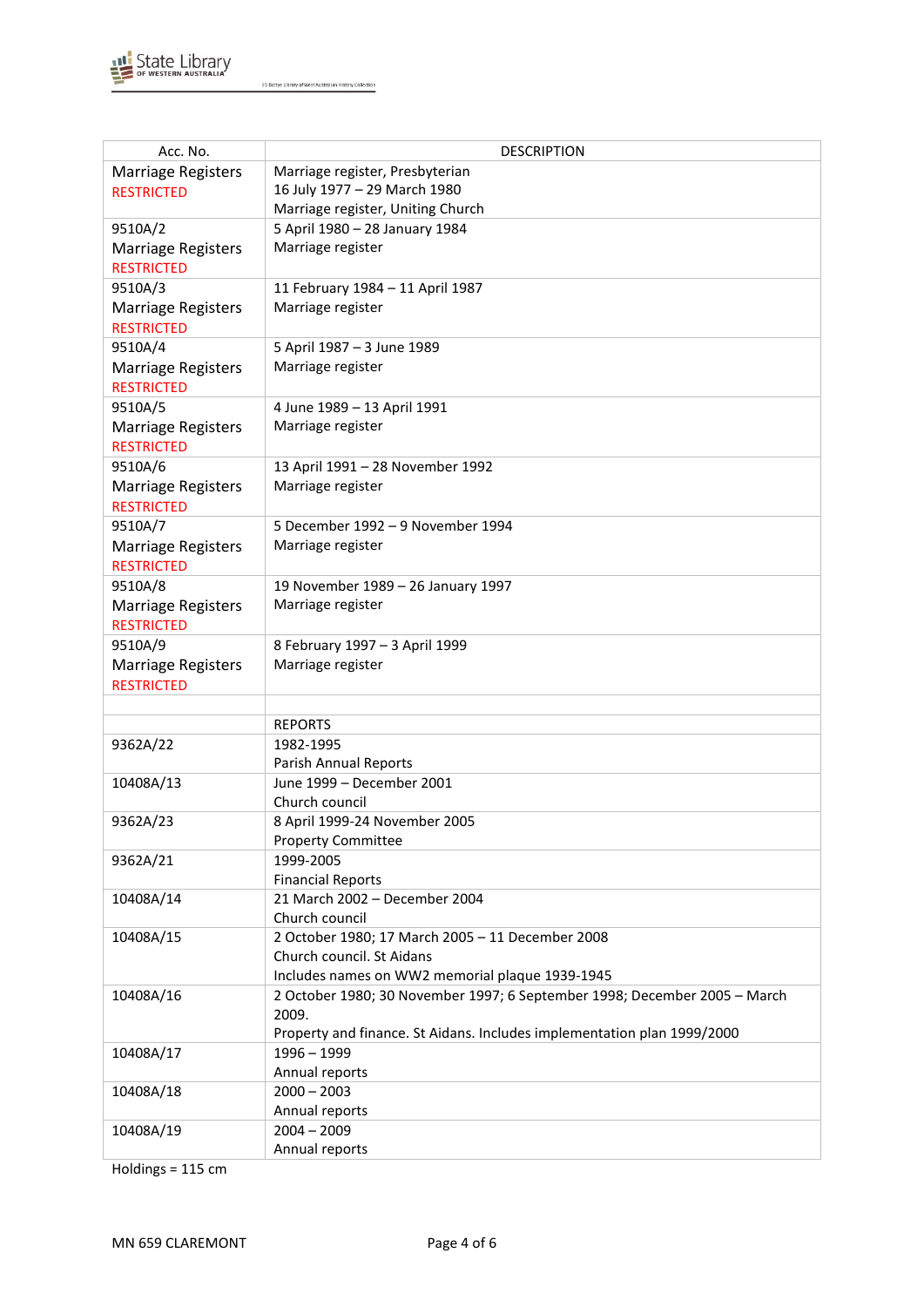| Acc. No. | DESCRIPTION |
|---|---|
| Marriage Registers<br>RESTRICTED | Marriage register, Presbyterian<br>16 July 1977 – 29 March 1980<br>Marriage register, Uniting Church |
| 9510A/2<br>Marriage Registers<br>RESTRICTED | 5 April 1980 – 28 January 1984<br>Marriage register |
| 9510A/3<br>Marriage Registers<br>RESTRICTED | 11 February 1984 – 11 April 1987<br>Marriage register |
| 9510A/4<br>Marriage Registers<br>RESTRICTED | 5 April 1987 – 3 June 1989<br>Marriage register |
| 9510A/5<br>Marriage Registers<br>RESTRICTED | 4 June 1989 – 13 April 1991<br>Marriage register |
| 9510A/6<br>Marriage Registers<br>RESTRICTED | 13 April 1991 – 28 November 1992<br>Marriage register |
| 9510A/7<br>Marriage Registers<br>RESTRICTED | 5 December 1992 – 9 November 1994<br>Marriage register |
| 9510A/8<br>Marriage Registers<br>RESTRICTED | 19 November 1989 – 26 January 1997<br>Marriage register |
| 9510A/9<br>Marriage Registers<br>RESTRICTED | 8 February 1997 – 3 April 1999<br>Marriage register |
| | |
| | REPORTS |
| 9362A/22 | 1982-1995<br>Parish Annual Reports |
| 10408A/13 | June 1999 – December 2001<br>Church council |
| 9362A/23 | 8 April 1999-24 November 2005<br>Property Committee |
| 9362A/21 | 1999-2005<br>Financial Reports |
| 10408A/14 | 21 March 2002 – December 2004<br>Church council |
| 10408A/15 | 2 October 1980; 17 March 2005 – 11 December 2008<br>Church council. St Aidans<br>Includes names on WW2 memorial plaque 1939-1945 |
| 10408A/16 | 2 October 1980; 30 November 1997; 6 September 1998; December 2005 – March 2009.<br>Property and finance. St Aidans. Includes implementation plan 1999/2000 |
| 10408A/17 | 1996 – 1999<br>Annual reports |
| 10408A/18 | 2000 – 2003<br>Annual reports |
| 10408A/19 | 2004 – 2009<br>Annual reports |

Holdings = 115 cm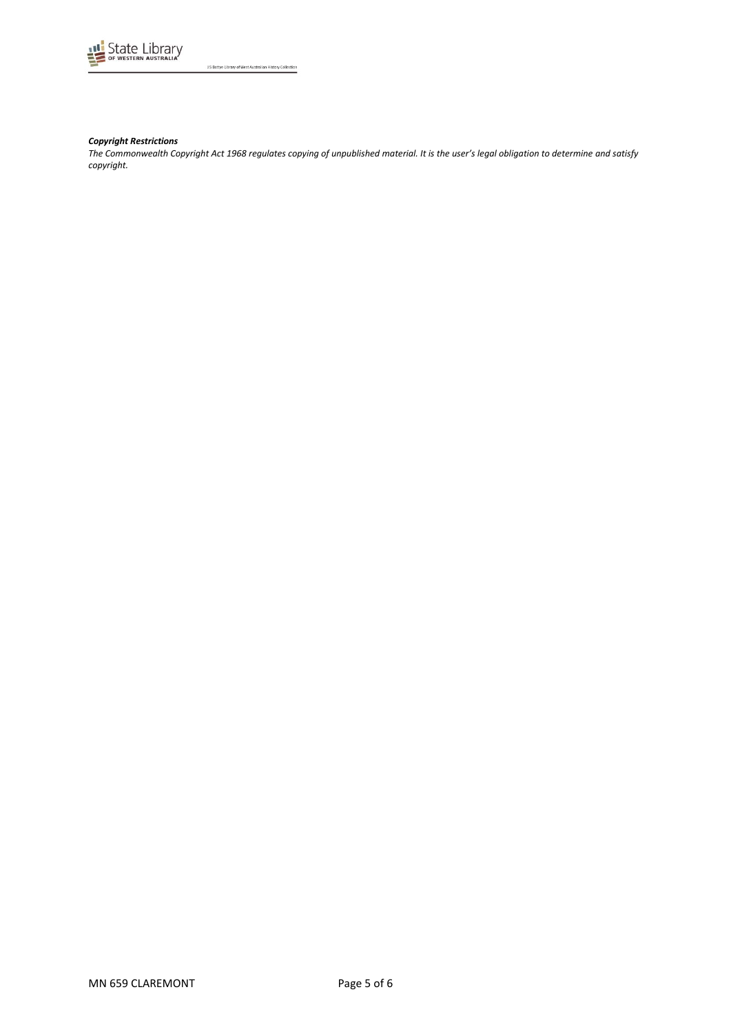***Copyright Restrictions***

*The Commonwealth Copyright Act 1968 regulates copying of unpublished material. It is the user's legal obligation to determine and satisfy copyright.*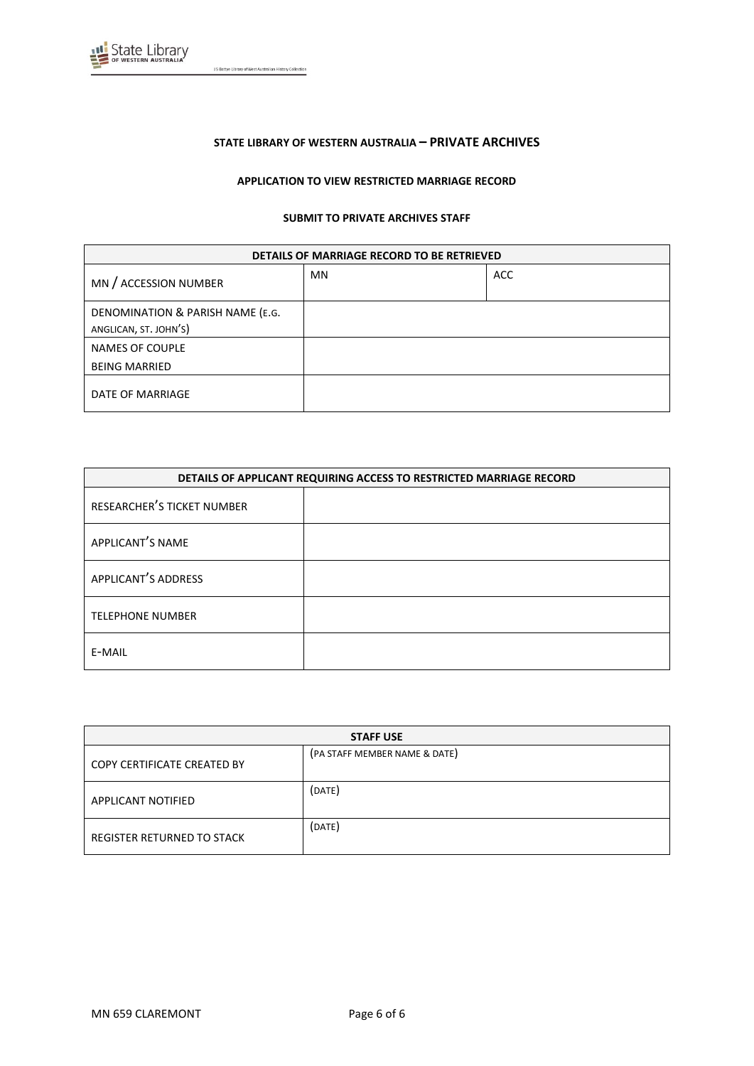**STATE LIBRARY OF WESTERN AUSTRALIA – PRIVATE ARCHIVES**

**APPLICATION TO VIEW RESTRICTED MARRIAGE RECORD**

**SUBMIT TO PRIVATE ARCHIVES STAFF**

| DETAILS OF MARRIAGE RECORD TO BE RETRIEVED | | |
|---|---|---|
| MN / ACCESSION NUMBER | MN | ACC |
| DENOMINATION & PARISH NAME (E.G. ANGLICAN, ST. JOHN'S) | | |
| NAMES OF COUPLE BEING MARRIED | | |
| DATE OF MARRIAGE | | |

| DETAILS OF APPLICANT REQUIRING ACCESS TO RESTRICTED MARRIAGE RECORD | |
|---|---|
| RESEARCHER'S TICKET NUMBER | |
| APPLICANT'S NAME | |
| APPLICANT'S ADDRESS | |
| TELEPHONE NUMBER | |
| E-MAIL | |

| STAFF USE | |
|---|---|
| COPY CERTIFICATE CREATED BY | (PA STAFF MEMBER NAME & DATE) |
| APPLICANT NOTIFIED | (DATE) |
| REGISTER RETURNED TO STACK | (DATE) |